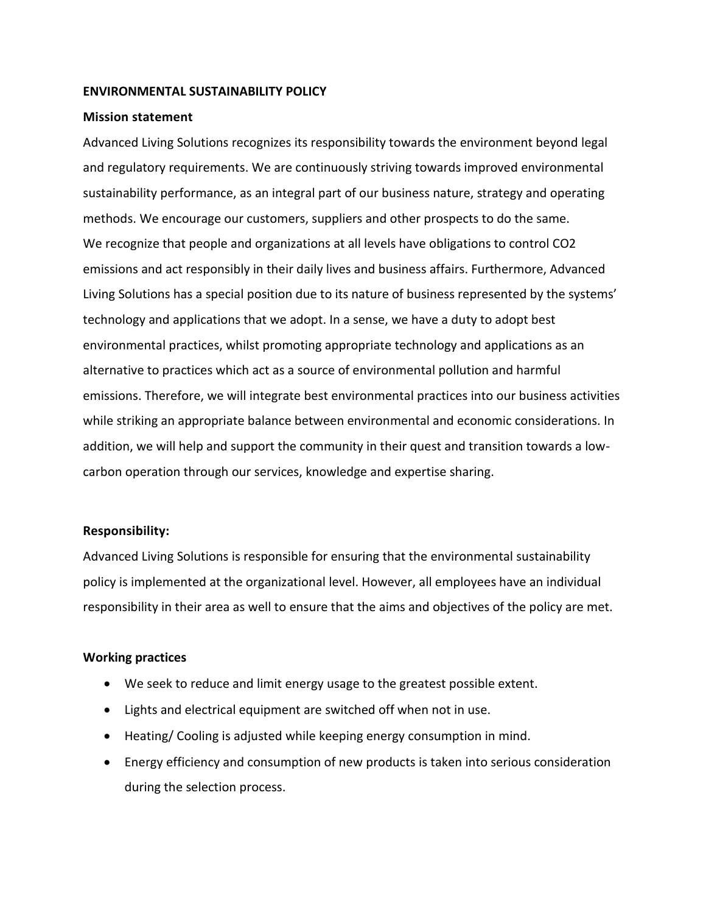**ENVIRONMENTAL SUSTAINABILITY POLICY**

**Mission statement**

Advanced Living Solutions recognizes its responsibility towards the environment beyond legal and regulatory requirements. We are continuously striving towards improved environmental sustainability performance, as an integral part of our business nature, strategy and operating methods. We encourage our customers, suppliers and other prospects to do the same.
We recognize that people and organizations at all levels have obligations to control $CO_2$ emissions and act responsibly in their daily lives and business affairs. Furthermore, Advanced Living Solutions has a special position due to its nature of business represented by the systems' technology and applications that we adopt. In a sense, we have a duty to adopt best environmental practices, whilst promoting appropriate technology and applications as an alternative to practices which act as a source of environmental pollution and harmful emissions. Therefore, we will integrate best environmental practices into our business activities while striking an appropriate balance between environmental and economic considerations. In addition, we will help and support the community in their quest and transition towards a low-carbon operation through our services, knowledge and expertise sharing.

**Responsibility:**

Advanced Living Solutions is responsible for ensuring that the environmental sustainability policy is implemented at the organizational level. However, all employees have an individual responsibility in their area as well to ensure that the aims and objectives of the policy are met.

**Working practices**

- We seek to reduce and limit energy usage to the greatest possible extent.
- Lights and electrical equipment are switched off when not in use.
- Heating/ Cooling is adjusted while keeping energy consumption in mind.
- Energy efficiency and consumption of new products is taken into serious consideration during the selection process.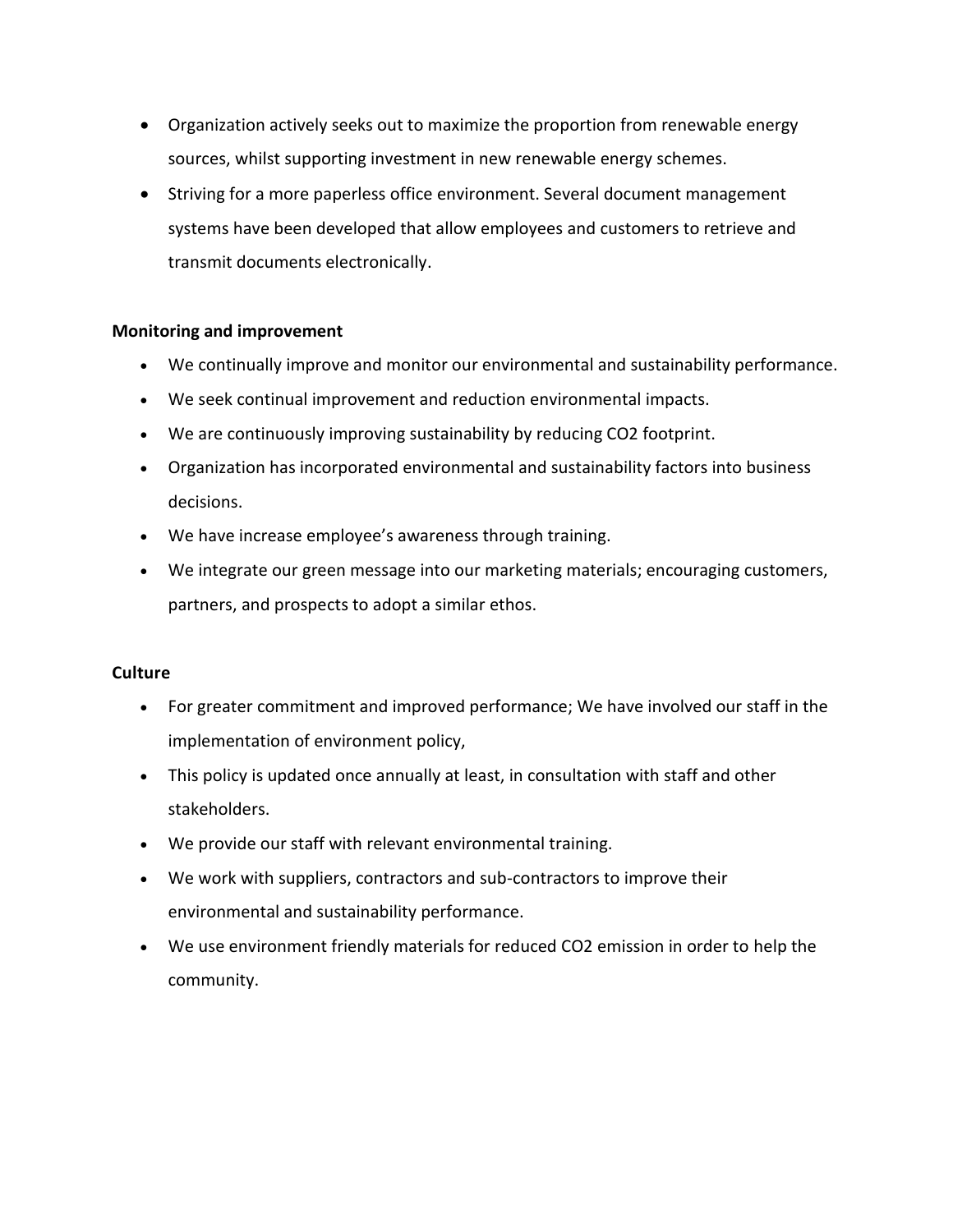- Organization actively seeks out to maximize the proportion from renewable energy sources, whilst supporting investment in new renewable energy schemes.
- Striving for a more paperless office environment. Several document management systems have been developed that allow employees and customers to retrieve and transmit documents electronically.

**Monitoring and improvement**

- We continually improve and monitor our environmental and sustainability performance.
- We seek continual improvement and reduction environmental impacts.
- We are continuously improving sustainability by reducing $CO_2$ footprint.
- Organization has incorporated environmental and sustainability factors into business decisions.
- We have increase employee's awareness through training.
- We integrate our green message into our marketing materials; encouraging customers, partners, and prospects to adopt a similar ethos.

**Culture**

- For greater commitment and improved performance; We have involved our staff in the implementation of environment policy,
- This policy is updated once annually at least, in consultation with staff and other stakeholders.
- We provide our staff with relevant environmental training.
- We work with suppliers, contractors and sub-contractors to improve their environmental and sustainability performance.
- We use environment friendly materials for reduced $CO_2$ emission in order to help the community.